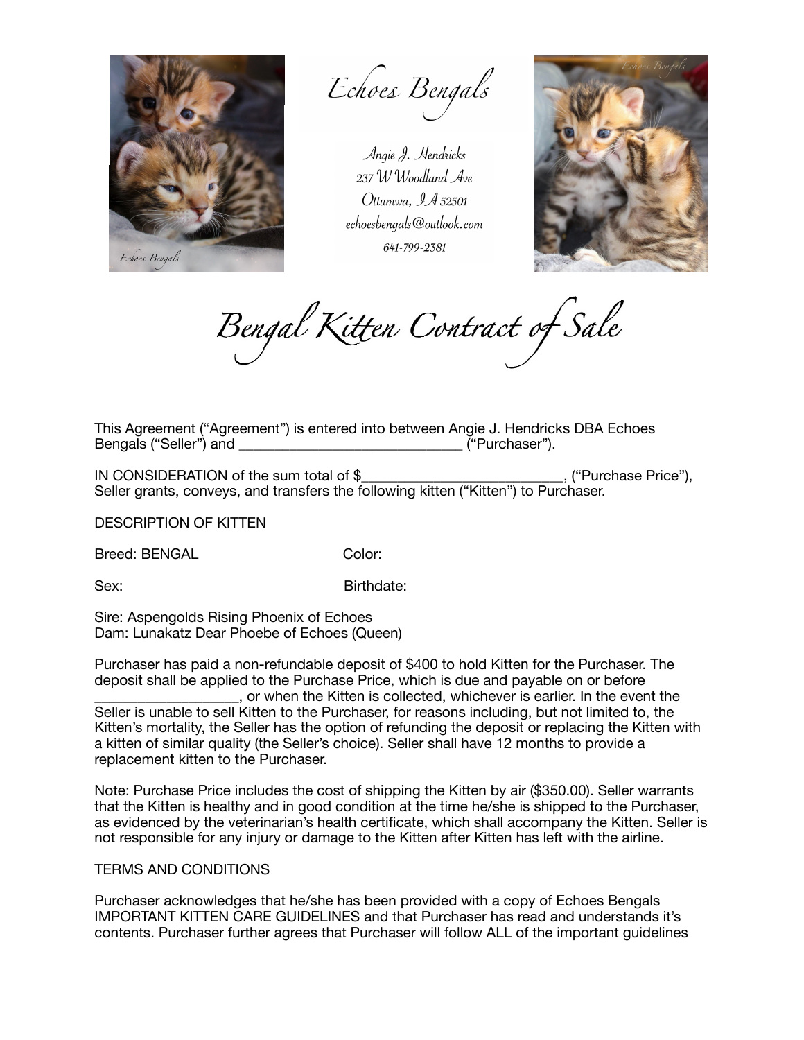Echoes Bengals

Angie J. Hendricks
237 W Woodland Ave
Ottumwa, IA 52501
echoesbengals@outlook.com
641-799-2381

# Bengal Kitten Contract of Sale

This Agreement ("Agreement") is entered into between Angie J. Hendricks DBA Echoes Bengals ("Seller") and ______________________________ ("Purchaser").

IN CONSIDERATION of the sum total of $__________________________, ("Purchase Price"), Seller grants, conveys, and transfers the following kitten ("Kitten") to Purchaser.

DESCRIPTION OF KITTEN

Breed: BENGAL Color:

Sex: Birthdate:

Sire: Aspengolds Rising Phoenix of Echoes
Dam: Lunakatz Dear Phoebe of Echoes (Queen)

Purchaser has paid a non-refundable deposit of $400 to hold Kitten for the Purchaser. The deposit shall be applied to the Purchase Price, which is due and payable on or before __________________, or when the Kitten is collected, whichever is earlier. In the event the Seller is unable to sell Kitten to the Purchaser, for reasons including, but not limited to, the Kitten's mortality, the Seller has the option of refunding the deposit or replacing the Kitten with a kitten of similar quality (the Seller's choice). Seller shall have 12 months to provide a replacement kitten to the Purchaser.

Note: Purchase Price includes the cost of shipping the Kitten by air ($350.00). Seller warrants that the Kitten is healthy and in good condition at the time he/she is shipped to the Purchaser, as evidenced by the veterinarian's health certificate, which shall accompany the Kitten. Seller is not responsible for any injury or damage to the Kitten after Kitten has left with the airline.

TERMS AND CONDITIONS

Purchaser acknowledges that he/she has been provided with a copy of Echoes Bengals IMPORTANT KITTEN CARE GUIDELINES and that Purchaser has read and understands it's contents. Purchaser further agrees that Purchaser will follow ALL of the important guidelines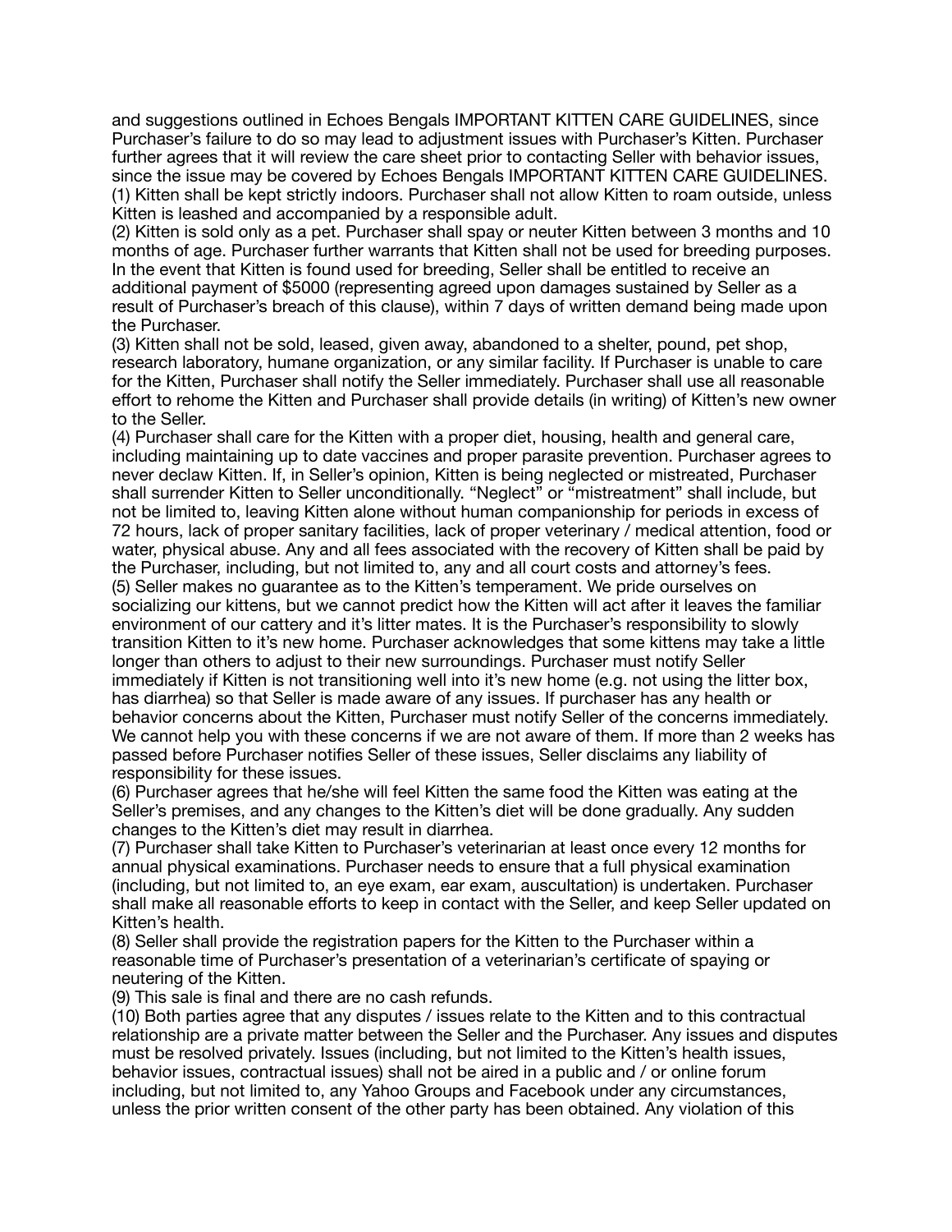and suggestions outlined in Echoes Bengals IMPORTANT KITTEN CARE GUIDELINES, since Purchaser's failure to do so may lead to adjustment issues with Purchaser's Kitten. Purchaser further agrees that it will review the care sheet prior to contacting Seller with behavior issues, since the issue may be covered by Echoes Bengals IMPORTANT KITTEN CARE GUIDELINES.

(1) Kitten shall be kept strictly indoors. Purchaser shall not allow Kitten to roam outside, unless Kitten is leashed and accompanied by a responsible adult.

(2) Kitten is sold only as a pet. Purchaser shall spay or neuter Kitten between 3 months and 10 months of age. Purchaser further warrants that Kitten shall not be used for breeding purposes. In the event that Kitten is found used for breeding, Seller shall be entitled to receive an additional payment of $5000 (representing agreed upon damages sustained by Seller as a result of Purchaser's breach of this clause), within 7 days of written demand being made upon the Purchaser.

(3) Kitten shall not be sold, leased, given away, abandoned to a shelter, pound, pet shop, research laboratory, humane organization, or any similar facility. If Purchaser is unable to care for the Kitten, Purchaser shall notify the Seller immediately. Purchaser shall use all reasonable effort to rehome the Kitten and Purchaser shall provide details (in writing) of Kitten's new owner to the Seller.

(4) Purchaser shall care for the Kitten with a proper diet, housing, health and general care, including maintaining up to date vaccines and proper parasite prevention. Purchaser agrees to never declaw Kitten. If, in Seller's opinion, Kitten is being neglected or mistreated, Purchaser shall surrender Kitten to Seller unconditionally. "Neglect" or "mistreatment" shall include, but not be limited to, leaving Kitten alone without human companionship for periods in excess of 72 hours, lack of proper sanitary facilities, lack of proper veterinary / medical attention, food or water, physical abuse. Any and all fees associated with the recovery of Kitten shall be paid by the Purchaser, including, but not limited to, any and all court costs and attorney's fees.

(5) Seller makes no guarantee as to the Kitten's temperament. We pride ourselves on socializing our kittens, but we cannot predict how the Kitten will act after it leaves the familiar environment of our cattery and it's litter mates. It is the Purchaser's responsibility to slowly transition Kitten to it's new home. Purchaser acknowledges that some kittens may take a little longer than others to adjust to their new surroundings. Purchaser must notify Seller immediately if Kitten is not transitioning well into it's new home (e.g. not using the litter box, has diarrhea) so that Seller is made aware of any issues. If purchaser has any health or behavior concerns about the Kitten, Purchaser must notify Seller of the concerns immediately. We cannot help you with these concerns if we are not aware of them. If more than 2 weeks has passed before Purchaser notifies Seller of these issues, Seller disclaims any liability of responsibility for these issues.

(6) Purchaser agrees that he/she will feel Kitten the same food the Kitten was eating at the Seller's premises, and any changes to the Kitten's diet will be done gradually. Any sudden changes to the Kitten's diet may result in diarrhea.

(7) Purchaser shall take Kitten to Purchaser's veterinarian at least once every 12 months for annual physical examinations. Purchaser needs to ensure that a full physical examination (including, but not limited to, an eye exam, ear exam, auscultation) is undertaken. Purchaser shall make all reasonable efforts to keep in contact with the Seller, and keep Seller updated on Kitten's health.

(8) Seller shall provide the registration papers for the Kitten to the Purchaser within a reasonable time of Purchaser's presentation of a veterinarian's certificate of spaying or neutering of the Kitten.

(9) This sale is final and there are no cash refunds.

(10) Both parties agree that any disputes / issues relate to the Kitten and to this contractual relationship are a private matter between the Seller and the Purchaser. Any issues and disputes must be resolved privately. Issues (including, but not limited to the Kitten's health issues, behavior issues, contractual issues) shall not be aired in a public and / or online forum including, but not limited to, any Yahoo Groups and Facebook under any circumstances, unless the prior written consent of the other party has been obtained. Any violation of this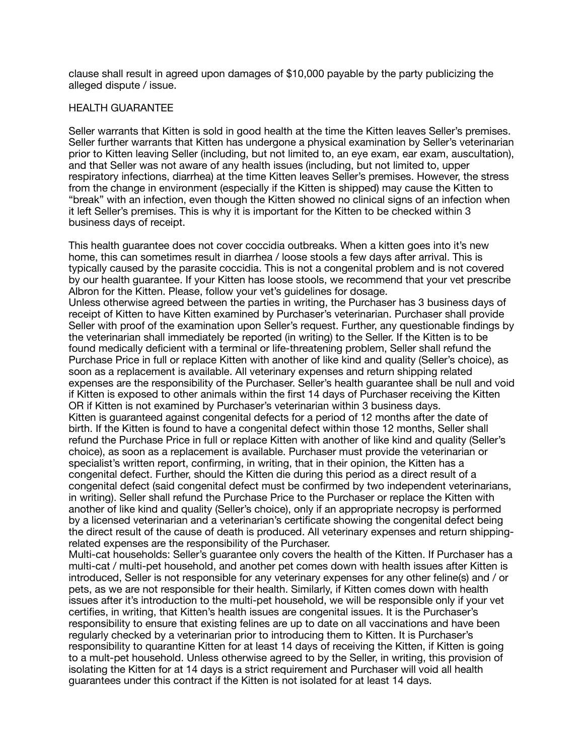clause shall result in agreed upon damages of $10,000 payable by the party publicizing the alleged dispute / issue.

## HEALTH GUARANTEE

Seller warrants that Kitten is sold in good health at the time the Kitten leaves Seller's premises. Seller further warrants that Kitten has undergone a physical examination by Seller's veterinarian prior to Kitten leaving Seller (including, but not limited to, an eye exam, ear exam, auscultation), and that Seller was not aware of any health issues (including, but not limited to, upper respiratory infections, diarrhea) at the time Kitten leaves Seller's premises. However, the stress from the change in environment (especially if the Kitten is shipped) may cause the Kitten to "break" with an infection, even though the Kitten showed no clinical signs of an infection when it left Seller's premises. This is why it is important for the Kitten to be checked within 3 business days of receipt.

This health guarantee does not cover coccidia outbreaks. When a kitten goes into it's new home, this can sometimes result in diarrhea / loose stools a few days after arrival. This is typically caused by the parasite coccidia. This is not a congenital problem and is not covered by our health guarantee. If your Kitten has loose stools, we recommend that your vet prescribe Albron for the Kitten. Please, follow your vet's guidelines for dosage.

Unless otherwise agreed between the parties in writing, the Purchaser has 3 business days of receipt of Kitten to have Kitten examined by Purchaser's veterinarian. Purchaser shall provide Seller with proof of the examination upon Seller's request. Further, any questionable findings by the veterinarian shall immediately be reported (in writing) to the Seller. If the Kitten is to be found medically deficient with a terminal or life-threatening problem, Seller shall refund the Purchase Price in full or replace Kitten with another of like kind and quality (Seller's choice), as soon as a replacement is available. All veterinary expenses and return shipping related expenses are the responsibility of the Purchaser. Seller's health guarantee shall be null and void if Kitten is exposed to other animals within the first 14 days of Purchaser receiving the Kitten OR if Kitten is not examined by Purchaser's veterinarian within 3 business days.

Kitten is guaranteed against congenital defects for a period of 12 months after the date of birth. If the Kitten is found to have a congenital defect within those 12 months, Seller shall refund the Purchase Price in full or replace Kitten with another of like kind and quality (Seller's choice), as soon as a replacement is available. Purchaser must provide the veterinarian or specialist's written report, confirming, in writing, that in their opinion, the Kitten has a congenital defect. Further, should the Kitten die during this period as a direct result of a congenital defect (said congenital defect must be confirmed by two independent veterinarians, in writing). Seller shall refund the Purchase Price to the Purchaser or replace the Kitten with another of like kind and quality (Seller's choice), only if an appropriate necropsy is performed by a licensed veterinarian and a veterinarian's certificate showing the congenital defect being the direct result of the cause of death is produced. All veterinary expenses and return shipping-related expenses are the responsibility of the Purchaser.

Multi-cat households: Seller's guarantee only covers the health of the Kitten. If Purchaser has a multi-cat / multi-pet household, and another pet comes down with health issues after Kitten is introduced, Seller is not responsible for any veterinary expenses for any other feline(s) and / or pets, as we are not responsible for their health. Similarly, if Kitten comes down with health issues after it's introduction to the multi-pet household, we will be responsible only if your vet certifies, in writing, that Kitten's health issues are congenital issues. It is the Purchaser's responsibility to ensure that existing felines are up to date on all vaccinations and have been regularly checked by a veterinarian prior to introducing them to Kitten. It is Purchaser's responsibility to quarantine Kitten for at least 14 days of receiving the Kitten, if Kitten is going to a mult-pet household. Unless otherwise agreed to by the Seller, in writing, this provision of isolating the Kitten for at 14 days is a strict requirement and Purchaser will void all health guarantees under this contract if the Kitten is not isolated for at least 14 days.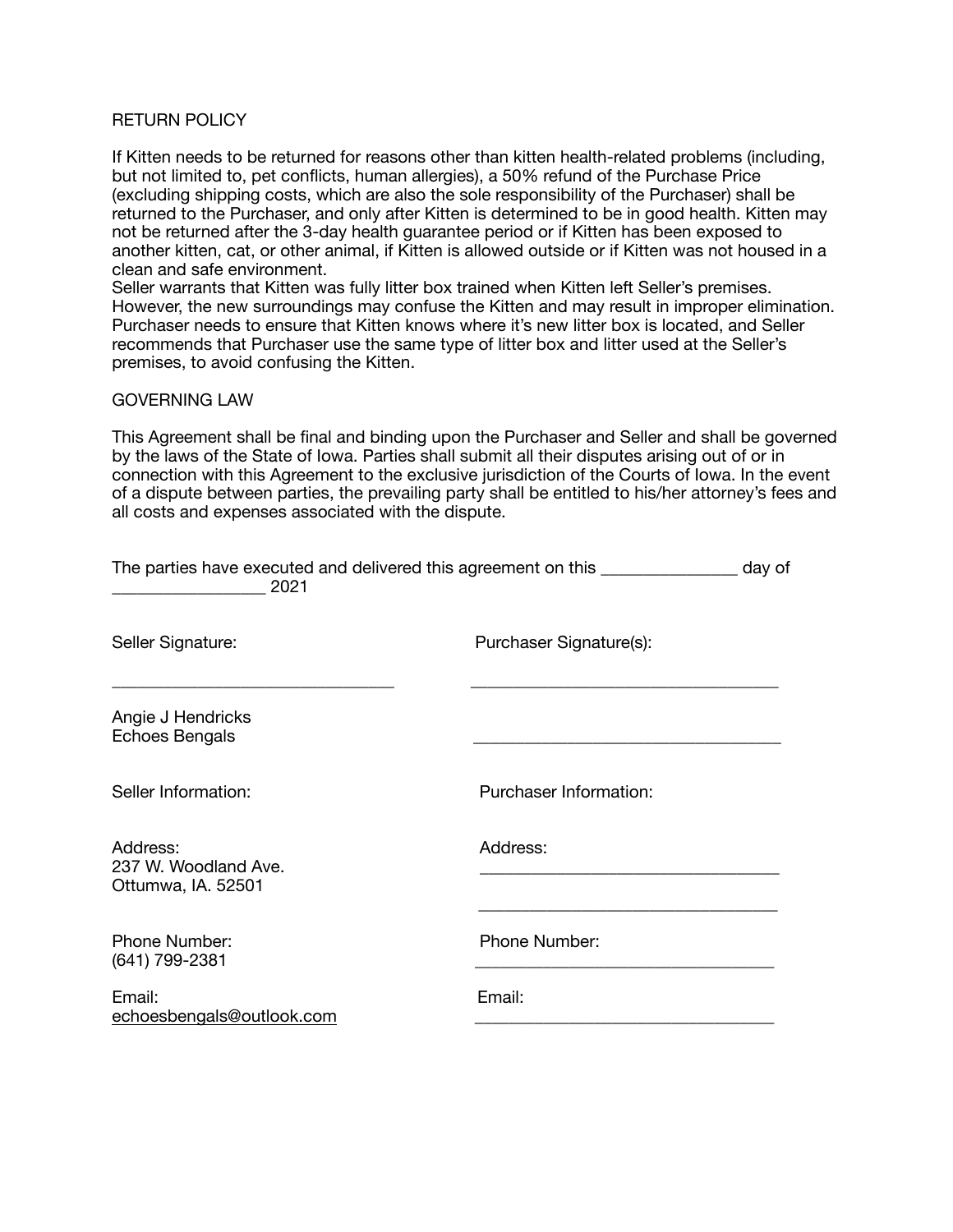## RETURN POLICY

If Kitten needs to be returned for reasons other than kitten health-related problems (including, but not limited to, pet conflicts, human allergies), a 50% refund of the Purchase Price (excluding shipping costs, which are also the sole responsibility of the Purchaser) shall be returned to the Purchaser, and only after Kitten is determined to be in good health. Kitten may not be returned after the 3-day health guarantee period or if Kitten has been exposed to another kitten, cat, or other animal, if Kitten is allowed outside or if Kitten was not housed in a clean and safe environment.

Seller warrants that Kitten was fully litter box trained when Kitten left Seller's premises. However, the new surroundings may confuse the Kitten and may result in improper elimination. Purchaser needs to ensure that Kitten knows where it's new litter box is located, and Seller recommends that Purchaser use the same type of litter box and litter used at the Seller's premises, to avoid confusing the Kitten.

## GOVERNING LAW

This Agreement shall be final and binding upon the Purchaser and Seller and shall be governed by the laws of the State of Iowa. Parties shall submit all their disputes arising out of or in connection with this Agreement to the exclusive jurisdiction of the Courts of Iowa. In the event of a dispute between parties, the prevailing party shall be entitled to his/her attorney's fees and all costs and expenses associated with the dispute.

The parties have executed and delivered this agreement on this _______________ day of _________________ 2021

Seller Signature:

________________________________

Angie J Hendricks
Echoes Bengals

Purchaser Signature(s):

__________________________________

__________________________________

Seller Information:

Address:
237 W. Woodland Ave.
Ottumwa, IA. 52501

Phone Number:
(641) 799-2381

Email:
echoesbengals@outlook.com

Purchaser Information:

Address:
__________________________________

__________________________________

Phone Number:
__________________________________

Email:
__________________________________